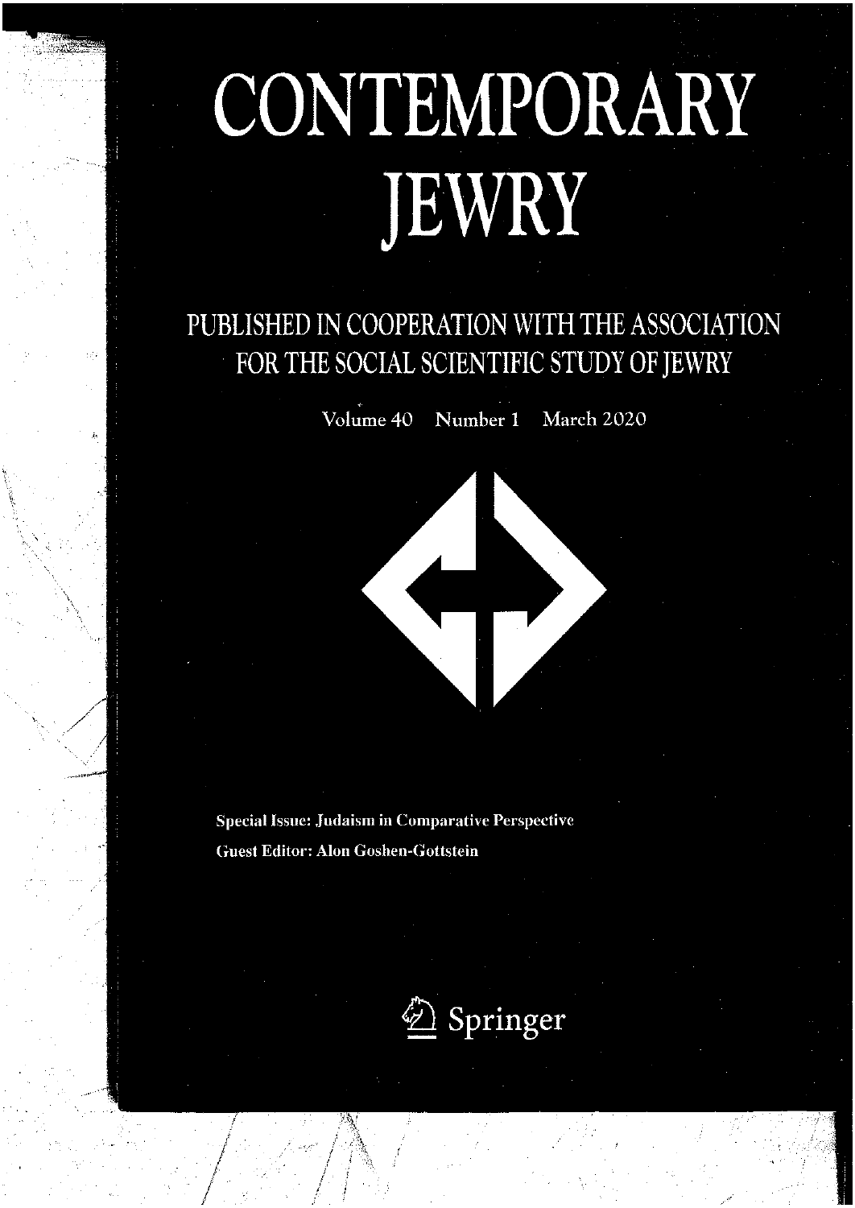# CONTEMPORARY JEWRY

## PUBLISHED IN COOPERATION WITH THE ASSOCIATION FOR THE SOCIAL SCIENTIFIC STUDY OF JEWRY

Volume 40 Number 1 March 2020

**Special Issue: Judaism in Comparative Perspective**

**Guest Editor: Alon Goshen-Gottstein**

Springer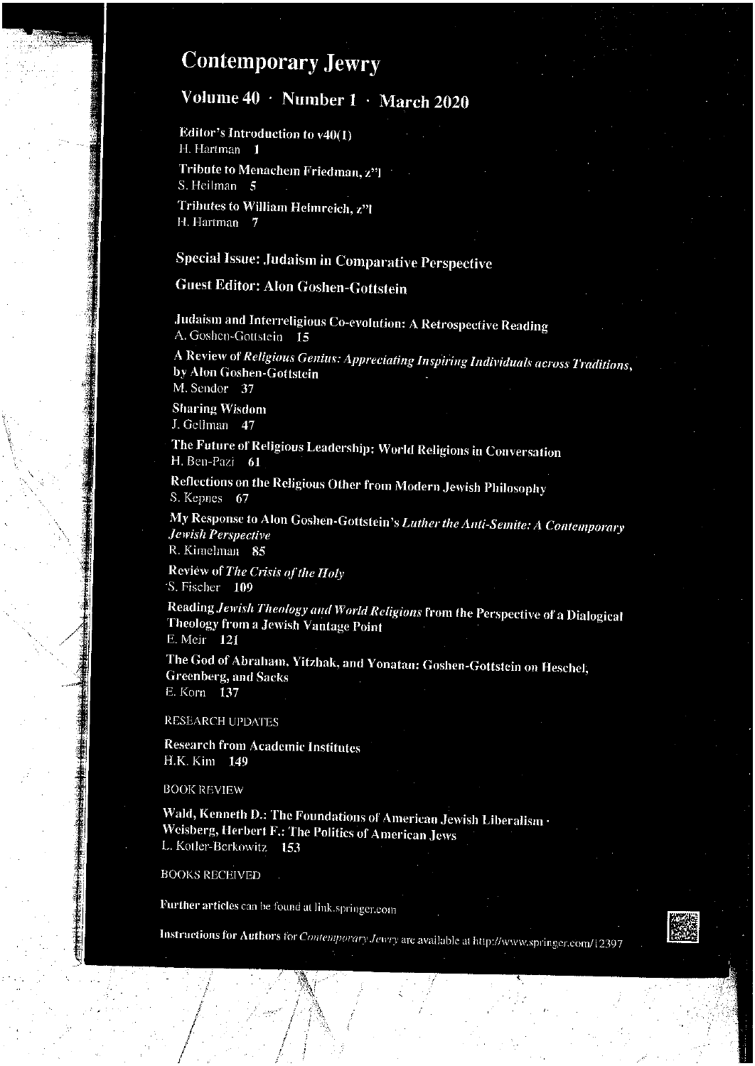# Contemporary Jewry

## Volume 40 · Number 1 · March 2020

**Editor's Introduction to v40(1)**
H. Hartman 1

**Tribute to Menachem Friedman, z"l**
S. Heilman 5

**Tributes to William Helmreich, z"l**
H. Hartman 7

## Special Issue: Judaism in Comparative Perspective

## Guest Editor: Alon Goshen-Gottstein

**Judaism and Interreligious Co-evolution: A Retrospective Reading**
A. Goshen-Gottstein 15

**A Review of *Religious Genius: Appreciating Inspiring Individuals across Traditions*, by Alon Goshen-Gottstein**
M. Sendor 37

**Sharing Wisdom**
J. Gellman 47

**The Future of Religious Leadership: World Religions in Conversation**
H. Ben-Pazi 61

**Reflections on the Religious Other from Modern Jewish Philosophy**
S. Kepnes 67

**My Response to Alon Goshen-Gottstein's *Luther the Anti-Semite: A Contemporary Jewish Perspective***
R. Kimelman 85

**Review of *The Crisis of the Holy***
S. Fischer 109

**Reading *Jewish Theology and World Religions* from the Perspective of a Dialogical Theology from a Jewish Vantage Point**
E. Meir 121

**The God of Abraham, Yitzhak, and Yonatan: Goshen-Gottstein on Heschel, Greenberg, and Sacks**
E. Korn 137

RESEARCH UPDATES

**Research from Academic Institutes**
H.K. Kim 149

BOOK REVIEW

**Wald, Kenneth D.: The Foundations of American Jewish Liberalism · Weisberg, Herbert F.: The Politics of American Jews**
L. Koller-Berkowitz 153

BOOKS RECEIVED

**Further articles** can be found at link.springer.com

**Instructions for Authors** for *Contemporary Jewry* are available at http://www.springer.com/12397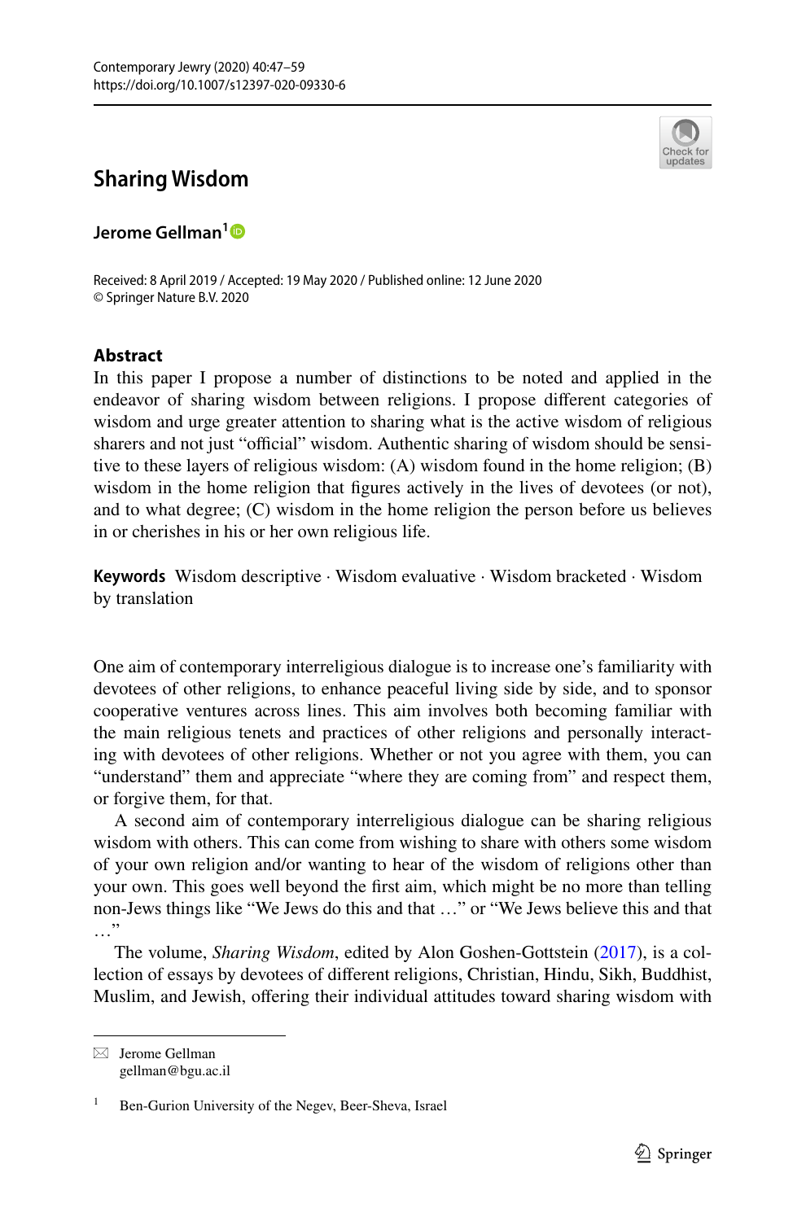# Sharing Wisdom

**Jerome Gellman**[1]

Received: 8 April 2019 / Accepted: 19 May 2020 / Published online: 12 June 2020
© Springer Nature B.V. 2020

## Abstract

In this paper I propose a number of distinctions to be noted and applied in the endeavor of sharing wisdom between religions. I propose different categories of wisdom and urge greater attention to sharing what is the active wisdom of religious sharers and not just "official" wisdom. Authentic sharing of wisdom should be sensitive to these layers of religious wisdom: (A) wisdom found in the home religion; (B) wisdom in the home religion that figures actively in the lives of devotees (or not), and to what degree; (C) wisdom in the home religion the person before us believes in or cherishes in his or her own religious life.

**Keywords** Wisdom descriptive · Wisdom evaluative · Wisdom bracketed · Wisdom by translation

One aim of contemporary interreligious dialogue is to increase one's familiarity with devotees of other religions, to enhance peaceful living side by side, and to sponsor cooperative ventures across lines. This aim involves both becoming familiar with the main religious tenets and practices of other religions and personally interacting with devotees of other religions. Whether or not you agree with them, you can "understand" them and appreciate "where they are coming from" and respect them, or forgive them, for that.

A second aim of contemporary interreligious dialogue can be sharing religious wisdom with others. This can come from wishing to share with others some wisdom of your own religion and/or wanting to hear of the wisdom of religions other than your own. This goes well beyond the first aim, which might be no more than telling non-Jews things like "We Jews do this and that …" or "We Jews believe this and that …"

The volume, *Sharing Wisdom*, edited by Alon Goshen-Gottstein (2017), is a collection of essays by devotees of different religions, Christian, Hindu, Sikh, Buddhist, Muslim, and Jewish, offering their individual attitudes toward sharing wisdom with

---

✉ Jerome Gellman
gellman@bgu.ac.il

[1] Ben-Gurion University of the Negev, Beer-Sheva, Israel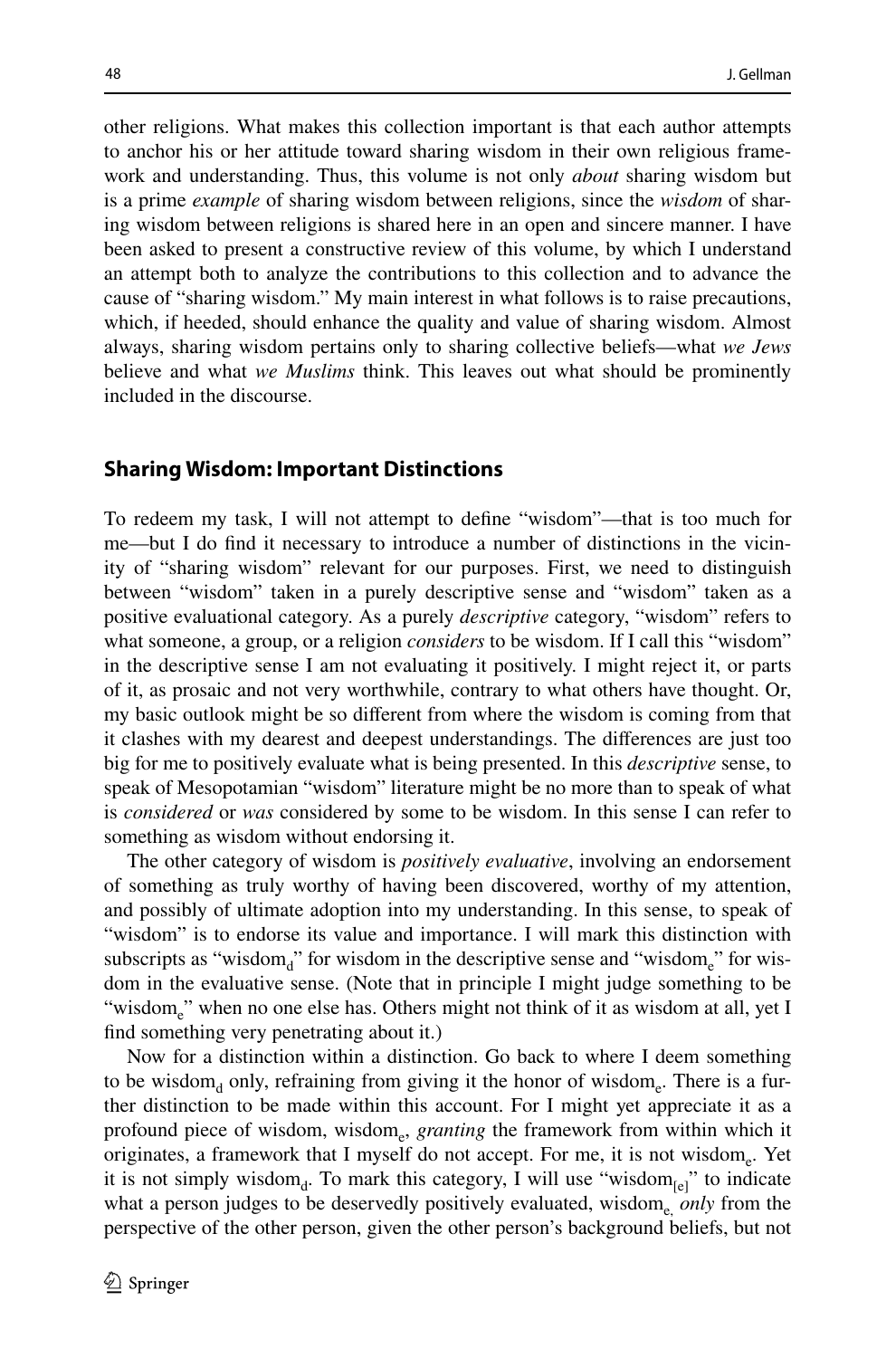other religions. What makes this collection important is that each author attempts to anchor his or her attitude toward sharing wisdom in their own religious framework and understanding. Thus, this volume is not only *about* sharing wisdom but is a prime *example* of sharing wisdom between religions, since the *wisdom* of sharing wisdom between religions is shared here in an open and sincere manner. I have been asked to present a constructive review of this volume, by which I understand an attempt both to analyze the contributions to this collection and to advance the cause of "sharing wisdom." My main interest in what follows is to raise precautions, which, if heeded, should enhance the quality and value of sharing wisdom. Almost always, sharing wisdom pertains only to sharing collective beliefs—what *we Jews* believe and what *we Muslims* think. This leaves out what should be prominently included in the discourse.

## Sharing Wisdom: Important Distinctions

To redeem my task, I will not attempt to define "wisdom"—that is too much for me—but I do find it necessary to introduce a number of distinctions in the vicinity of "sharing wisdom" relevant for our purposes. First, we need to distinguish between "wisdom" taken in a purely descriptive sense and "wisdom" taken as a positive evaluational category. As a purely *descriptive* category, "wisdom" refers to what someone, a group, or a religion *considers* to be wisdom. If I call this "wisdom" in the descriptive sense I am not evaluating it positively. I might reject it, or parts of it, as prosaic and not very worthwhile, contrary to what others have thought. Or, my basic outlook might be so different from where the wisdom is coming from that it clashes with my dearest and deepest understandings. The differences are just too big for me to positively evaluate what is being presented. In this *descriptive* sense, to speak of Mesopotamian "wisdom" literature might be no more than to speak of what is *considered* or *was* considered by some to be wisdom. In this sense I can refer to something as wisdom without endorsing it.

The other category of wisdom is *positively evaluative*, involving an endorsement of something as truly worthy of having been discovered, worthy of my attention, and possibly of ultimate adoption into my understanding. In this sense, to speak of "wisdom" is to endorse its value and importance. I will mark this distinction with subscripts as "$\text{wisdom}_d$" for wisdom in the descriptive sense and "$\text{wisdom}_e$" for wisdom in the evaluative sense. (Note that in principle I might judge something to be "$\text{wisdom}_e$" when no one else has. Others might not think of it as wisdom at all, yet I find something very penetrating about it.)

Now for a distinction within a distinction. Go back to where I deem something to be $\text{wisdom}_d$ only, refraining from giving it the honor of $\text{wisdom}_e$. There is a further distinction to be made within this account. For I might yet appreciate it as a profound piece of wisdom, $\text{wisdom}_e$, *granting* the framework from within which it originates, a framework that I myself do not accept. For me, it is not $\text{wisdom}_e$. Yet it is not simply $\text{wisdom}_d$. To mark this category, I will use "$\text{wisdom}_{[e]}$" to indicate what a person judges to be deservedly positively evaluated, $\text{wisdom}_e$ *only* from the perspective of the other person, given the other person's background beliefs, but not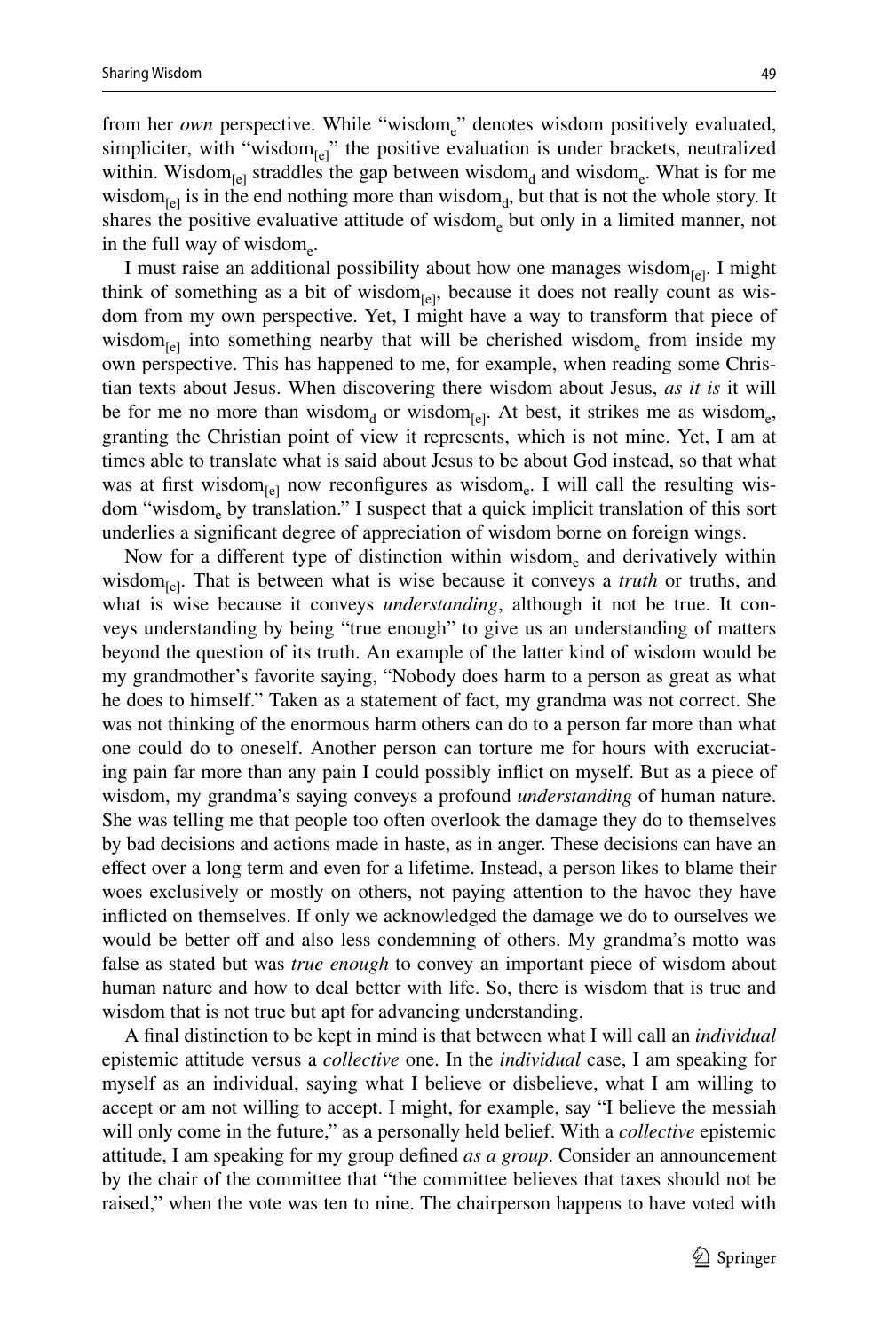from her *own* perspective. While "wisdom$_e$" denotes wisdom positively evaluated, simpliciter, with "wisdom$_{[e]}$" the positive evaluation is under brackets, neutralized within. Wisdom$_{[e]}$ straddles the gap between wisdom$_d$ and wisdom$_e$. What is for me wisdom$_{[e]}$ is in the end nothing more than wisdom$_d$, but that is not the whole story. It shares the positive evaluative attitude of wisdom$_e$ but only in a limited manner, not in the full way of wisdom$_e$.

I must raise an additional possibility about how one manages wisdom$_{[e]}$. I might think of something as a bit of wisdom$_{[e]}$, because it does not really count as wisdom from my own perspective. Yet, I might have a way to transform that piece of wisdom$_{[e]}$ into something nearby that will be cherished wisdom$_e$ from inside my own perspective. This has happened to me, for example, when reading some Christian texts about Jesus. When discovering there wisdom about Jesus, *as it is* it will be for me no more than wisdom$_d$ or wisdom$_{[e]}$. At best, it strikes me as wisdom$_e$, granting the Christian point of view it represents, which is not mine. Yet, I am at times able to translate what is said about Jesus to be about God instead, so that what was at first wisdom$_{[e]}$ now reconfigures as wisdom$_e$. I will call the resulting wisdom "wisdom$_e$ by translation." I suspect that a quick implicit translation of this sort underlies a significant degree of appreciation of wisdom borne on foreign wings.

Now for a different type of distinction within wisdom$_e$ and derivatively within wisdom$_{[e]}$. That is between what is wise because it conveys a *truth* or truths, and what is wise because it conveys *understanding*, although it not be true. It conveys understanding by being "true enough" to give us an understanding of matters beyond the question of its truth. An example of the latter kind of wisdom would be my grandmother's favorite saying, "Nobody does harm to a person as great as what he does to himself." Taken as a statement of fact, my grandma was not correct. She was not thinking of the enormous harm others can do to a person far more than what one could do to oneself. Another person can torture me for hours with excruciating pain far more than any pain I could possibly inflict on myself. But as a piece of wisdom, my grandma's saying conveys a profound *understanding* of human nature. She was telling me that people too often overlook the damage they do to themselves by bad decisions and actions made in haste, as in anger. These decisions can have an effect over a long term and even for a lifetime. Instead, a person likes to blame their woes exclusively or mostly on others, not paying attention to the havoc they have inflicted on themselves. If only we acknowledged the damage we do to ourselves we would be better off and also less condemning of others. My grandma's motto was false as stated but was *true enough* to convey an important piece of wisdom about human nature and how to deal better with life. So, there is wisdom that is true and wisdom that is not true but apt for advancing understanding.

A final distinction to be kept in mind is that between what I will call an *individual* epistemic attitude versus a *collective* one. In the *individual* case, I am speaking for myself as an individual, saying what I believe or disbelieve, what I am willing to accept or am not willing to accept. I might, for example, say "I believe the messiah will only come in the future," as a personally held belief. With a *collective* epistemic attitude, I am speaking for my group defined *as a group*. Consider an announcement by the chair of the committee that "the committee believes that taxes should not be raised," when the vote was ten to nine. The chairperson happens to have voted with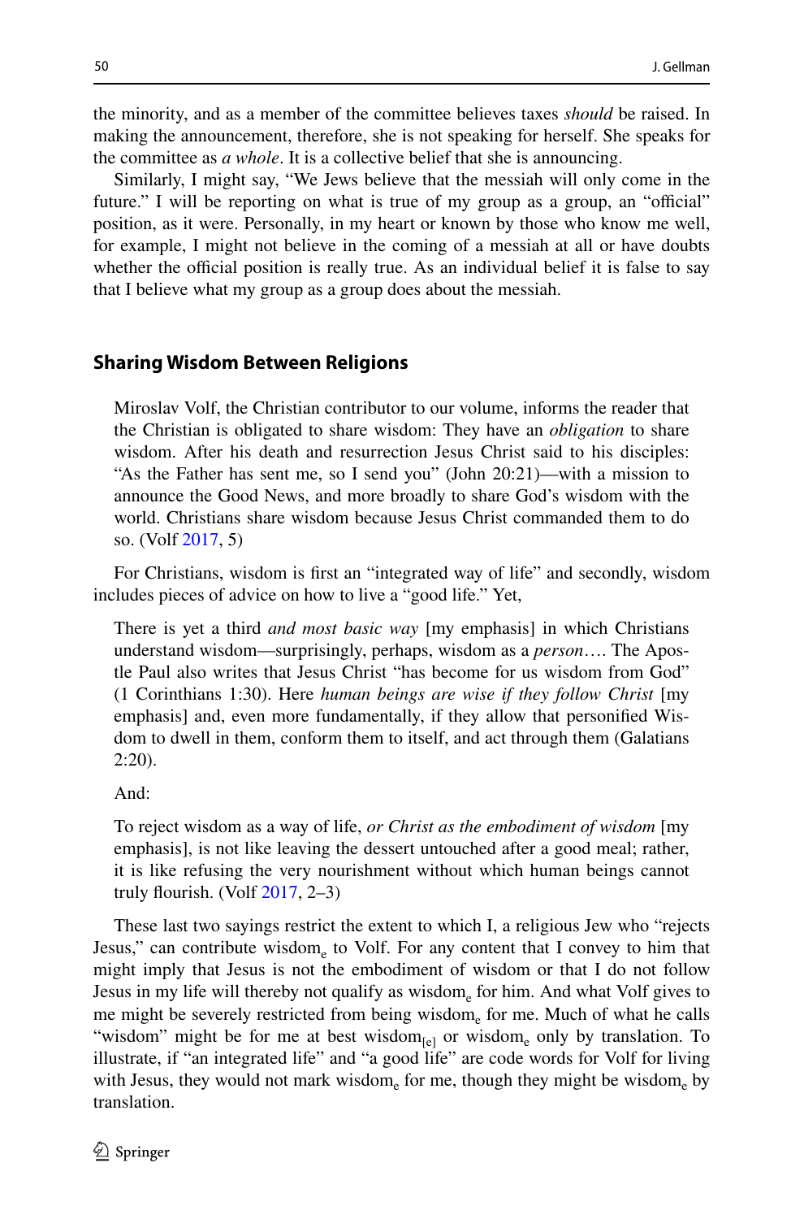the minority, and as a member of the committee believes taxes *should* be raised. In making the announcement, therefore, she is not speaking for herself. She speaks for the committee as *a whole*. It is a collective belief that she is announcing.

Similarly, I might say, "We Jews believe that the messiah will only come in the future." I will be reporting on what is true of my group as a group, an "official" position, as it were. Personally, in my heart or known by those who know me well, for example, I might not believe in the coming of a messiah at all or have doubts whether the official position is really true. As an individual belief it is false to say that I believe what my group as a group does about the messiah.

## Sharing Wisdom Between Religions

> Miroslav Volf, the Christian contributor to our volume, informs the reader that the Christian is obligated to share wisdom: They have an *obligation* to share wisdom. After his death and resurrection Jesus Christ said to his disciples: "As the Father has sent me, so I send you" (John 20:21)—with a mission to announce the Good News, and more broadly to share God's wisdom with the world. Christians share wisdom because Jesus Christ commanded them to do so. (Volf 2017, 5)

For Christians, wisdom is first an "integrated way of life" and secondly, wisdom includes pieces of advice on how to live a "good life." Yet,

> There is yet a third *and most basic way* [my emphasis] in which Christians understand wisdom—surprisingly, perhaps, wisdom as a *person*…. The Apostle Paul also writes that Jesus Christ "has become for us wisdom from God" (1 Corinthians 1:30). Here *human beings are wise if they follow Christ* [my emphasis] and, even more fundamentally, if they allow that personified Wisdom to dwell in them, conform them to itself, and act through them (Galatians 2:20).

And:

> To reject wisdom as a way of life, *or Christ as the embodiment of wisdom* [my emphasis], is not like leaving the dessert untouched after a good meal; rather, it is like refusing the very nourishment without which human beings cannot truly flourish. (Volf 2017, 2–3)

These last two sayings restrict the extent to which I, a religious Jew who "rejects Jesus," can contribute wisdom$_e$ to Volf. For any content that I convey to him that might imply that Jesus is not the embodiment of wisdom or that I do not follow Jesus in my life will thereby not qualify as wisdom$_e$ for him. And what Volf gives to me might be severely restricted from being wisdom$_e$ for me. Much of what he calls "wisdom" might be for me at best wisdom$_{[e]}$ or wisdom$_e$ only by translation. To illustrate, if "an integrated life" and "a good life" are code words for Volf for living with Jesus, they would not mark wisdom$_e$ for me, though they might be wisdom$_e$ by translation.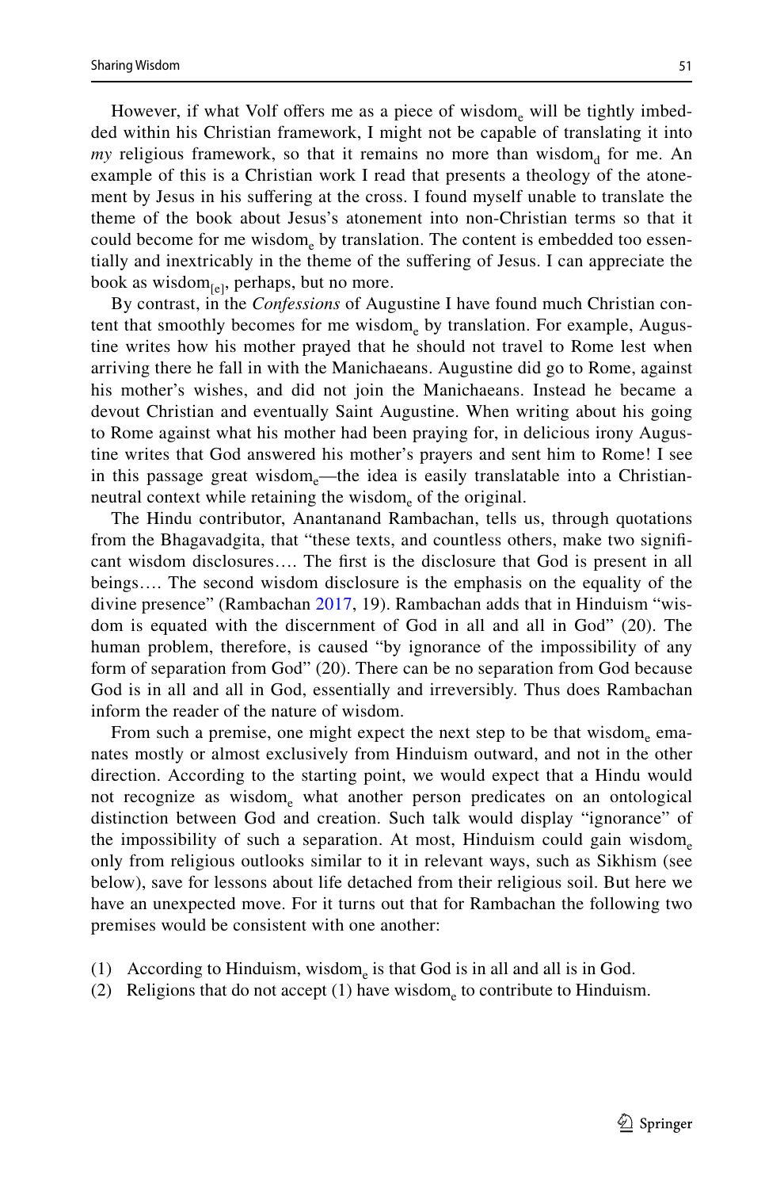However, if what Volf offers me as a piece of wisdom$_e$ will be tightly imbedded within his Christian framework, I might not be capable of translating it into *my* religious framework, so that it remains no more than wisdom$_d$ for me. An example of this is a Christian work I read that presents a theology of the atonement by Jesus in his suffering at the cross. I found myself unable to translate the theme of the book about Jesus's atonement into non-Christian terms so that it could become for me wisdom$_e$ by translation. The content is embedded too essentially and inextricably in the theme of the suffering of Jesus. I can appreciate the book as wisdom$_{[e]}$, perhaps, but no more.

By contrast, in the *Confessions* of Augustine I have found much Christian content that smoothly becomes for me wisdom$_e$ by translation. For example, Augustine writes how his mother prayed that he should not travel to Rome lest when arriving there he fall in with the Manichaeans. Augustine did go to Rome, against his mother's wishes, and did not join the Manichaeans. Instead he became a devout Christian and eventually Saint Augustine. When writing about his going to Rome against what his mother had been praying for, in delicious irony Augustine writes that God answered his mother's prayers and sent him to Rome! I see in this passage great wisdom$_e$—the idea is easily translatable into a Christian-neutral context while retaining the wisdom$_e$ of the original.

The Hindu contributor, Anantanand Rambachan, tells us, through quotations from the Bhagavadgita, that "these texts, and countless others, make two significant wisdom disclosures…. The first is the disclosure that God is present in all beings…. The second wisdom disclosure is the emphasis on the equality of the divine presence" (Rambachan 2017, 19). Rambachan adds that in Hinduism "wisdom is equated with the discernment of God in all and all in God" (20). The human problem, therefore, is caused "by ignorance of the impossibility of any form of separation from God" (20). There can be no separation from God because God is in all and all in God, essentially and irreversibly. Thus does Rambachan inform the reader of the nature of wisdom.

From such a premise, one might expect the next step to be that wisdom$_e$ emanates mostly or almost exclusively from Hinduism outward, and not in the other direction. According to the starting point, we would expect that a Hindu would not recognize as wisdom$_e$ what another person predicates on an ontological distinction between God and creation. Such talk would display "ignorance" of the impossibility of such a separation. At most, Hinduism could gain wisdom$_e$ only from religious outlooks similar to it in relevant ways, such as Sikhism (see below), save for lessons about life detached from their religious soil. But here we have an unexpected move. For it turns out that for Rambachan the following two premises would be consistent with one another:

(1) According to Hinduism, wisdom$_e$ is that God is in all and all is in God.
(2) Religions that do not accept (1) have wisdom$_e$ to contribute to Hinduism.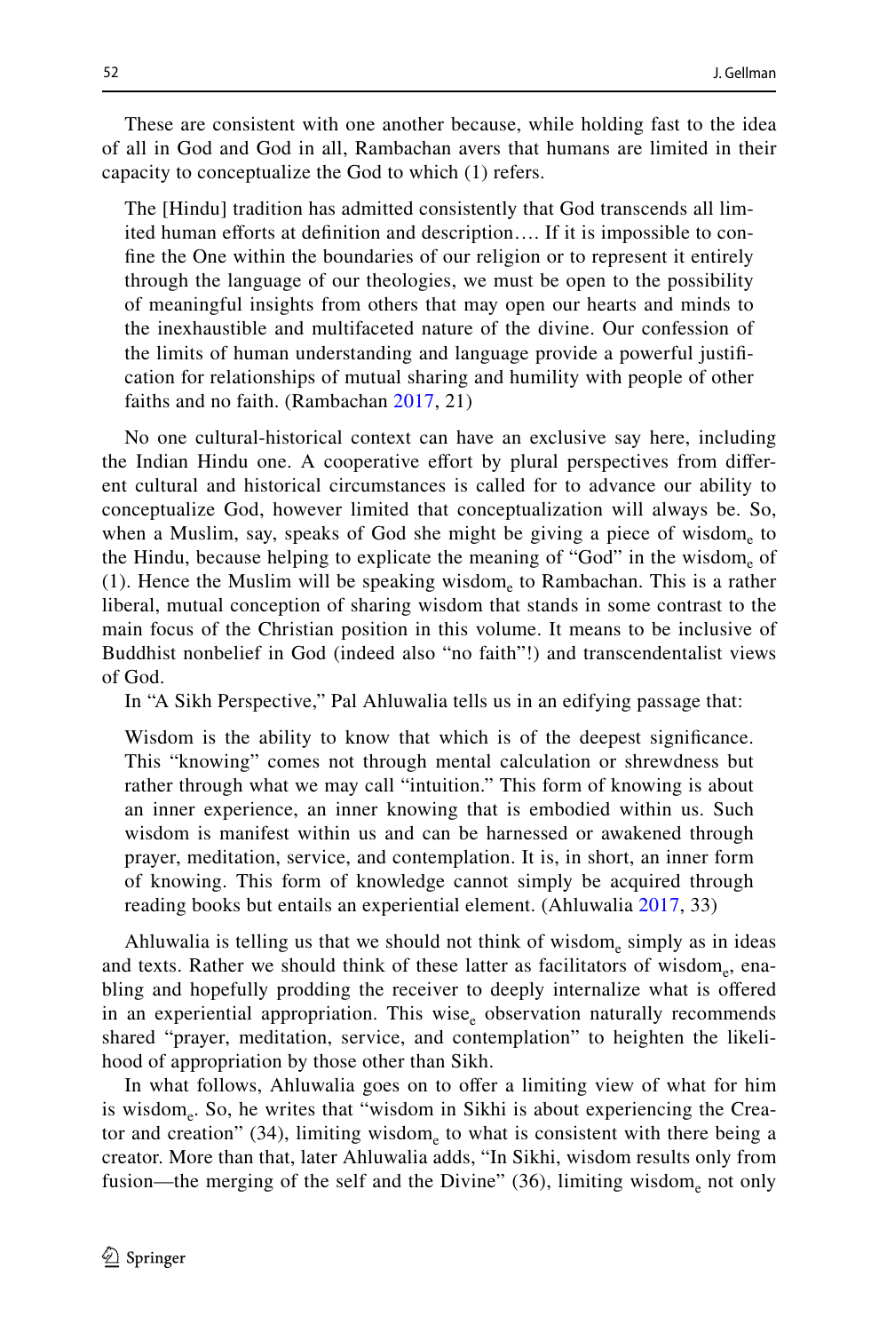These are consistent with one another because, while holding fast to the idea of all in God and God in all, Rambachan avers that humans are limited in their capacity to conceptualize the God to which (1) refers.

> The [Hindu] tradition has admitted consistently that God transcends all limited human efforts at definition and description…. If it is impossible to confine the One within the boundaries of our religion or to represent it entirely through the language of our theologies, we must be open to the possibility of meaningful insights from others that may open our hearts and minds to the inexhaustible and multifaceted nature of the divine. Our confession of the limits of human understanding and language provide a powerful justification for relationships of mutual sharing and humility with people of other faiths and no faith. (Rambachan 2017, 21)

No one cultural-historical context can have an exclusive say here, including the Indian Hindu one. A cooperative effort by plural perspectives from different cultural and historical circumstances is called for to advance our ability to conceptualize God, however limited that conceptualization will always be. So, when a Muslim, say, speaks of God she might be giving a piece of wisdom$_e$ to the Hindu, because helping to explicate the meaning of "God" in the wisdom$_e$ of (1). Hence the Muslim will be speaking wisdom$_e$ to Rambachan. This is a rather liberal, mutual conception of sharing wisdom that stands in some contrast to the main focus of the Christian position in this volume. It means to be inclusive of Buddhist nonbelief in God (indeed also "no faith"!) and transcendentalist views of God.

In "A Sikh Perspective," Pal Ahluwalia tells us in an edifying passage that:

> Wisdom is the ability to know that which is of the deepest significance. This "knowing" comes not through mental calculation or shrewdness but rather through what we may call "intuition." This form of knowing is about an inner experience, an inner knowing that is embodied within us. Such wisdom is manifest within us and can be harnessed or awakened through prayer, meditation, service, and contemplation. It is, in short, an inner form of knowing. This form of knowledge cannot simply be acquired through reading books but entails an experiential element. (Ahluwalia 2017, 33)

Ahluwalia is telling us that we should not think of wisdom$_e$ simply as in ideas and texts. Rather we should think of these latter as facilitators of wisdom$_e$, enabling and hopefully prodding the receiver to deeply internalize what is offered in an experiential appropriation. This wise$_e$ observation naturally recommends shared "prayer, meditation, service, and contemplation" to heighten the likelihood of appropriation by those other than Sikh.

In what follows, Ahluwalia goes on to offer a limiting view of what for him is wisdom$_e$. So, he writes that "wisdom in Sikhi is about experiencing the Creator and creation" (34), limiting wisdom$_e$ to what is consistent with there being a creator. More than that, later Ahluwalia adds, "In Sikhi, wisdom results only from fusion—the merging of the self and the Divine" (36), limiting wisdom$_e$ not only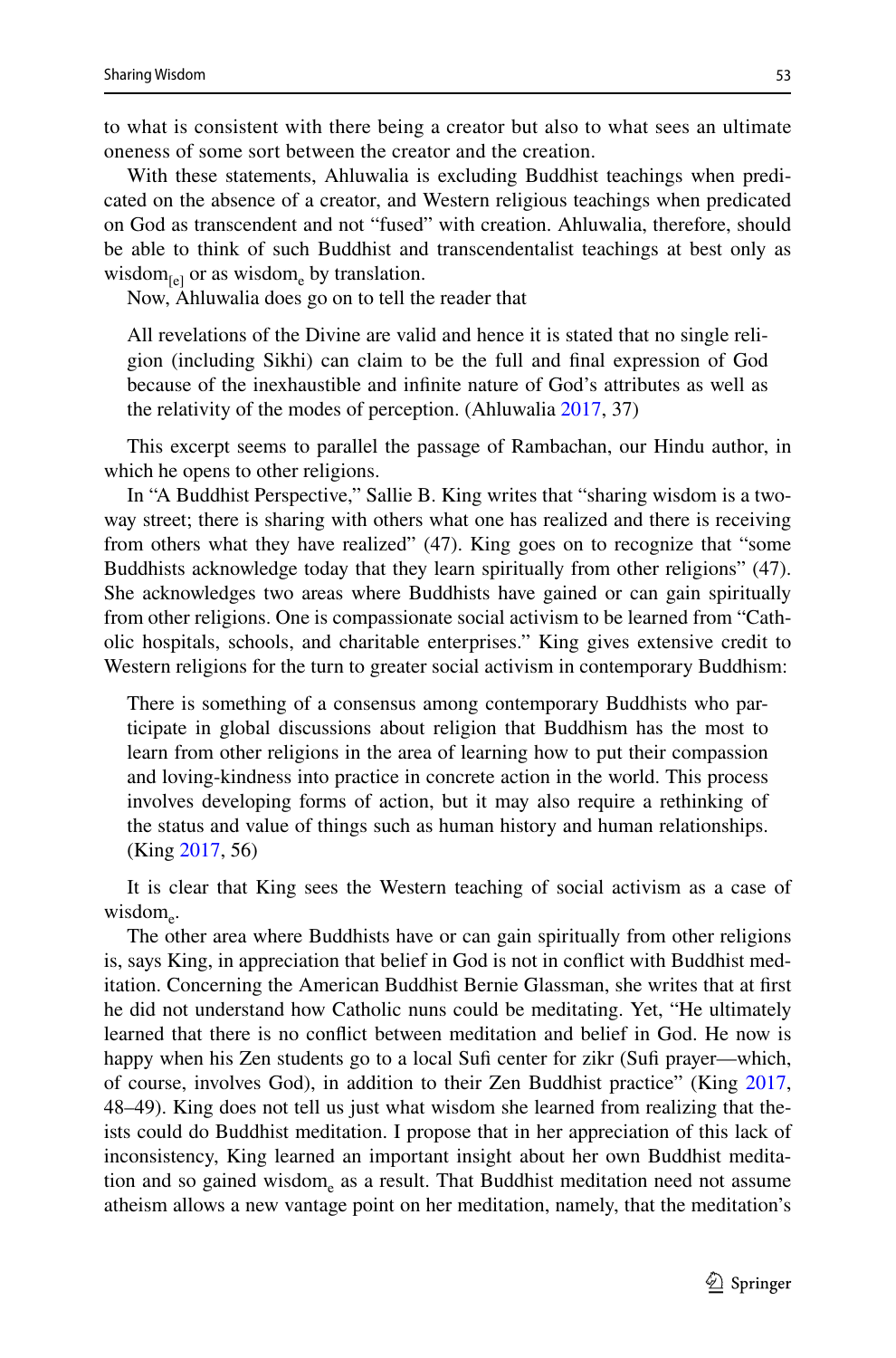to what is consistent with there being a creator but also to what sees an ultimate oneness of some sort between the creator and the creation.

With these statements, Ahluwalia is excluding Buddhist teachings when predicated on the absence of a creator, and Western religious teachings when predicated on God as transcendent and not "fused" with creation. Ahluwalia, therefore, should be able to think of such Buddhist and transcendentalist teachings at best only as $\text{wisdom}_{[e]}$ or as $\text{wisdom}_{e}$ by translation.

Now, Ahluwalia does go on to tell the reader that

> All revelations of the Divine are valid and hence it is stated that no single religion (including Sikhi) can claim to be the full and final expression of God because of the inexhaustible and infinite nature of God's attributes as well as the relativity of the modes of perception. (Ahluwalia 2017, 37)

This excerpt seems to parallel the passage of Rambachan, our Hindu author, in which he opens to other religions.

In "A Buddhist Perspective," Sallie B. King writes that "sharing wisdom is a two-way street; there is sharing with others what one has realized and there is receiving from others what they have realized" (47). King goes on to recognize that "some Buddhists acknowledge today that they learn spiritually from other religions" (47). She acknowledges two areas where Buddhists have gained or can gain spiritually from other religions. One is compassionate social activism to be learned from "Catholic hospitals, schools, and charitable enterprises." King gives extensive credit to Western religions for the turn to greater social activism in contemporary Buddhism:

> There is something of a consensus among contemporary Buddhists who participate in global discussions about religion that Buddhism has the most to learn from other religions in the area of learning how to put their compassion and loving-kindness into practice in concrete action in the world. This process involves developing forms of action, but it may also require a rethinking of the status and value of things such as human history and human relationships. (King 2017, 56)

It is clear that King sees the Western teaching of social activism as a case of $\text{wisdom}_{e}$.

The other area where Buddhists have or can gain spiritually from other religions is, says King, in appreciation that belief in God is not in conflict with Buddhist meditation. Concerning the American Buddhist Bernie Glassman, she writes that at first he did not understand how Catholic nuns could be meditating. Yet, "He ultimately learned that there is no conflict between meditation and belief in God. He now is happy when his Zen students go to a local Sufi center for zikr (Sufi prayer—which, of course, involves God), in addition to their Zen Buddhist practice" (King 2017, 48–49). King does not tell us just what wisdom she learned from realizing that theists could do Buddhist meditation. I propose that in her appreciation of this lack of inconsistency, King learned an important insight about her own Buddhist meditation and so gained $\text{wisdom}_{e}$ as a result. That Buddhist meditation need not assume atheism allows a new vantage point on her meditation, namely, that the meditation's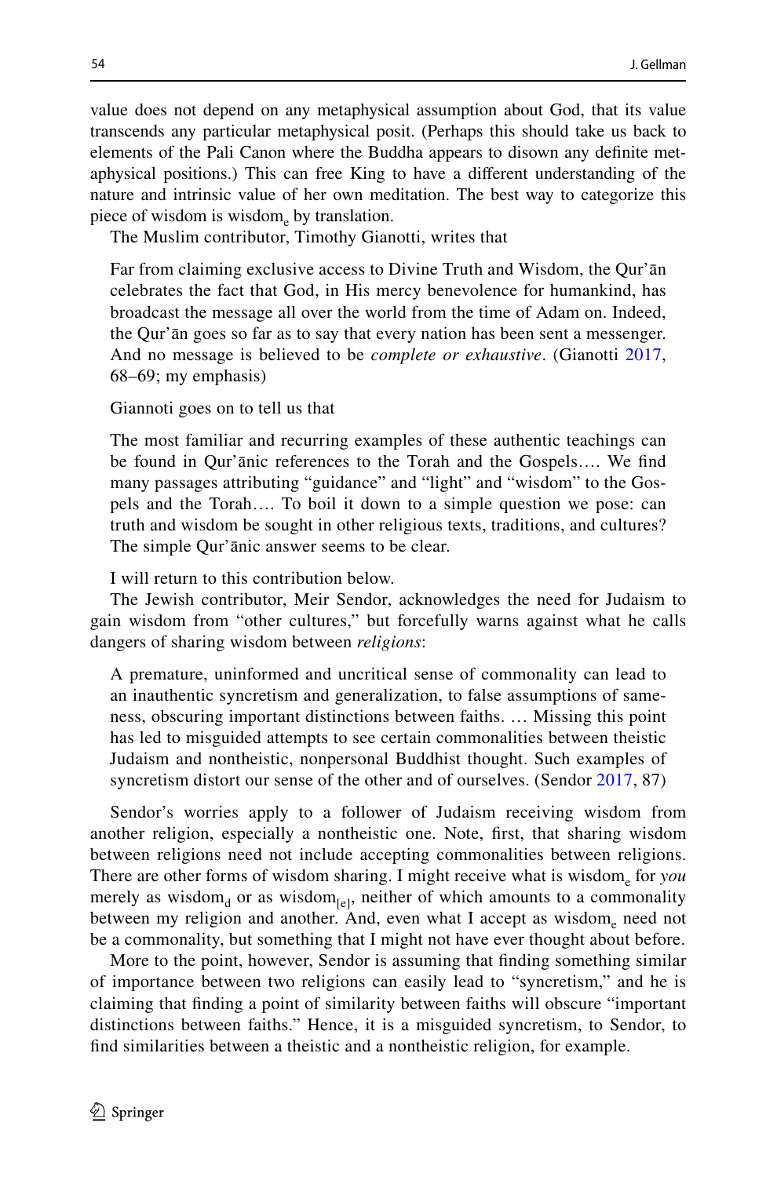value does not depend on any metaphysical assumption about God, that its value transcends any particular metaphysical posit. (Perhaps this should take us back to elements of the Pali Canon where the Buddha appears to disown any definite metaphysical positions.) This can free King to have a different understanding of the nature and intrinsic value of her own meditation. The best way to categorize this piece of wisdom is wisdom$_e$ by translation.

The Muslim contributor, Timothy Gianotti, writes that

> Far from claiming exclusive access to Divine Truth and Wisdom, the Qur'ān celebrates the fact that God, in His mercy benevolence for humankind, has broadcast the message all over the world from the time of Adam on. Indeed, the Qur'ān goes so far as to say that every nation has been sent a messenger. And no message is believed to be *complete or exhaustive*. (Gianotti 2017, 68–69; my emphasis)

Giannoti goes on to tell us that

> The most familiar and recurring examples of these authentic teachings can be found in Qur'ānic references to the Torah and the Gospels…. We find many passages attributing "guidance" and "light" and "wisdom" to the Gospels and the Torah…. To boil it down to a simple question we pose: can truth and wisdom be sought in other religious texts, traditions, and cultures? The simple Qur'ānic answer seems to be clear.

I will return to this contribution below.

The Jewish contributor, Meir Sendor, acknowledges the need for Judaism to gain wisdom from "other cultures," but forcefully warns against what he calls dangers of sharing wisdom between *religions*:

> A premature, uninformed and uncritical sense of commonality can lead to an inauthentic syncretism and generalization, to false assumptions of sameness, obscuring important distinctions between faiths. … Missing this point has led to misguided attempts to see certain commonalities between theistic Judaism and nontheistic, nonpersonal Buddhist thought. Such examples of syncretism distort our sense of the other and of ourselves. (Sendor 2017, 87)

Sendor's worries apply to a follower of Judaism receiving wisdom from another religion, especially a nontheistic one. Note, first, that sharing wisdom between religions need not include accepting commonalities between religions. There are other forms of wisdom sharing. I might receive what is wisdom$_e$ for *you* merely as wisdom$_d$ or as wisdom$_{[e]}$, neither of which amounts to a commonality between my religion and another. And, even what I accept as wisdom$_e$ need not be a commonality, but something that I might not have ever thought about before.

More to the point, however, Sendor is assuming that finding something similar of importance between two religions can easily lead to "syncretism," and he is claiming that finding a point of similarity between faiths will obscure "important distinctions between faiths." Hence, it is a misguided syncretism, to Sendor, to find similarities between a theistic and a nontheistic religion, for example.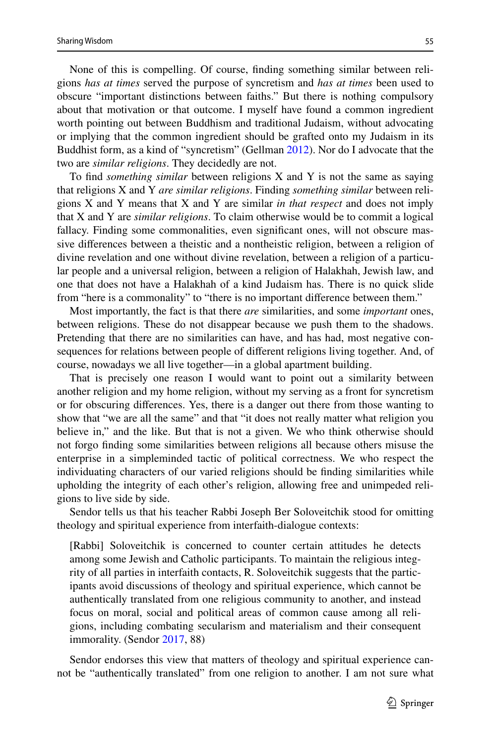None of this is compelling. Of course, finding something similar between religions *has at times* served the purpose of syncretism and *has at times* been used to obscure "important distinctions between faiths." But there is nothing compulsory about that motivation or that outcome. I myself have found a common ingredient worth pointing out between Buddhism and traditional Judaism, without advocating or implying that the common ingredient should be grafted onto my Judaism in its Buddhist form, as a kind of "syncretism" (Gellman 2012). Nor do I advocate that the two are *similar religions*. They decidedly are not.

To find *something similar* between religions X and Y is not the same as saying that religions X and Y *are similar religions*. Finding *something similar* between religions X and Y means that X and Y are similar *in that respect* and does not imply that X and Y are *similar religions*. To claim otherwise would be to commit a logical fallacy. Finding some commonalities, even significant ones, will not obscure massive differences between a theistic and a nontheistic religion, between a religion of divine revelation and one without divine revelation, between a religion of a particular people and a universal religion, between a religion of Halakhah, Jewish law, and one that does not have a Halakhah of a kind Judaism has. There is no quick slide from "here is a commonality" to "there is no important difference between them."

Most importantly, the fact is that there *are* similarities, and some *important* ones, between religions. These do not disappear because we push them to the shadows. Pretending that there are no similarities can have, and has had, most negative consequences for relations between people of different religions living together. And, of course, nowadays we all live together—in a global apartment building.

That is precisely one reason I would want to point out a similarity between another religion and my home religion, without my serving as a front for syncretism or for obscuring differences. Yes, there is a danger out there from those wanting to show that "we are all the same" and that "it does not really matter what religion you believe in," and the like. But that is not a given. We who think otherwise should not forgo finding some similarities between religions all because others misuse the enterprise in a simpleminded tactic of political correctness. We who respect the individuating characters of our varied religions should be finding similarities while upholding the integrity of each other's religion, allowing free and unimpeded religions to live side by side.

Sendor tells us that his teacher Rabbi Joseph Ber Soloveitchik stood for omitting theology and spiritual experience from interfaith-dialogue contexts:

> [Rabbi] Soloveitchik is concerned to counter certain attitudes he detects among some Jewish and Catholic participants. To maintain the religious integrity of all parties in interfaith contacts, R. Soloveitchik suggests that the participants avoid discussions of theology and spiritual experience, which cannot be authentically translated from one religious community to another, and instead focus on moral, social and political areas of common cause among all religions, including combating secularism and materialism and their consequent immorality. (Sendor 2017, 88)

Sendor endorses this view that matters of theology and spiritual experience cannot be "authentically translated" from one religion to another. I am not sure what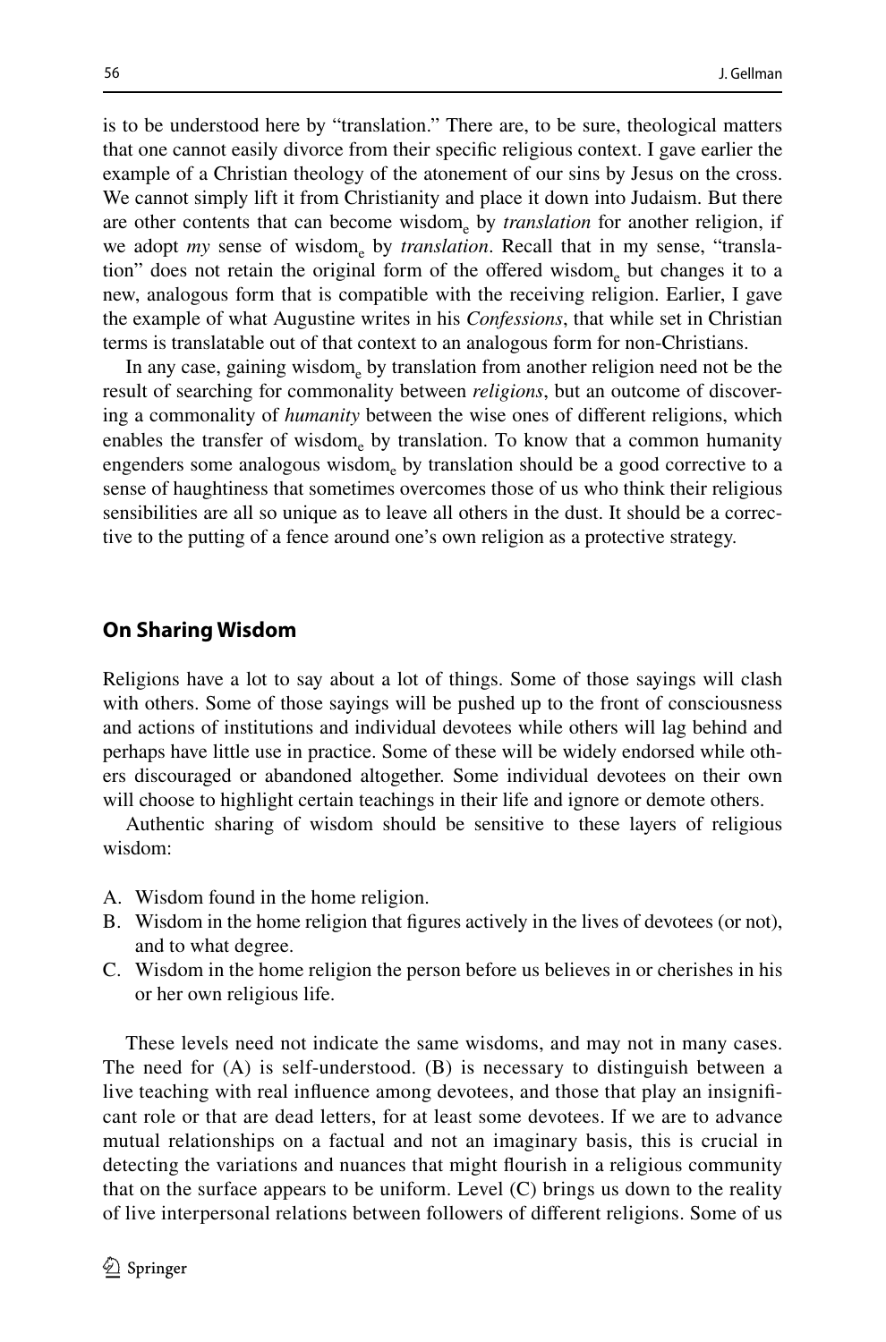is to be understood here by "translation." There are, to be sure, theological matters that one cannot easily divorce from their specific religious context. I gave earlier the example of a Christian theology of the atonement of our sins by Jesus on the cross. We cannot simply lift it from Christianity and place it down into Judaism. But there are other contents that can become wisdom$_e$ by *translation* for another religion, if we adopt *my* sense of wisdom$_e$ by *translation*. Recall that in my sense, "translation" does not retain the original form of the offered wisdom$_e$ but changes it to a new, analogous form that is compatible with the receiving religion. Earlier, I gave the example of what Augustine writes in his *Confessions*, that while set in Christian terms is translatable out of that context to an analogous form for non-Christians.

In any case, gaining wisdom$_e$ by translation from another religion need not be the result of searching for commonality between *religions*, but an outcome of discovering a commonality of *humanity* between the wise ones of different religions, which enables the transfer of wisdom$_e$ by translation. To know that a common humanity engenders some analogous wisdom$_e$ by translation should be a good corrective to a sense of haughtiness that sometimes overcomes those of us who think their religious sensibilities are all so unique as to leave all others in the dust. It should be a corrective to the putting of a fence around one's own religion as a protective strategy.

## On Sharing Wisdom

Religions have a lot to say about a lot of things. Some of those sayings will clash with others. Some of those sayings will be pushed up to the front of consciousness and actions of institutions and individual devotees while others will lag behind and perhaps have little use in practice. Some of these will be widely endorsed while others discouraged or abandoned altogether. Some individual devotees on their own will choose to highlight certain teachings in their life and ignore or demote others.

Authentic sharing of wisdom should be sensitive to these layers of religious wisdom:

A. Wisdom found in the home religion.
B. Wisdom in the home religion that figures actively in the lives of devotees (or not), and to what degree.
C. Wisdom in the home religion the person before us believes in or cherishes in his or her own religious life.

These levels need not indicate the same wisdoms, and may not in many cases. The need for (A) is self-understood. (B) is necessary to distinguish between a live teaching with real influence among devotees, and those that play an insignificant role or that are dead letters, for at least some devotees. If we are to advance mutual relationships on a factual and not an imaginary basis, this is crucial in detecting the variations and nuances that might flourish in a religious community that on the surface appears to be uniform. Level (C) brings us down to the reality of live interpersonal relations between followers of different religions. Some of us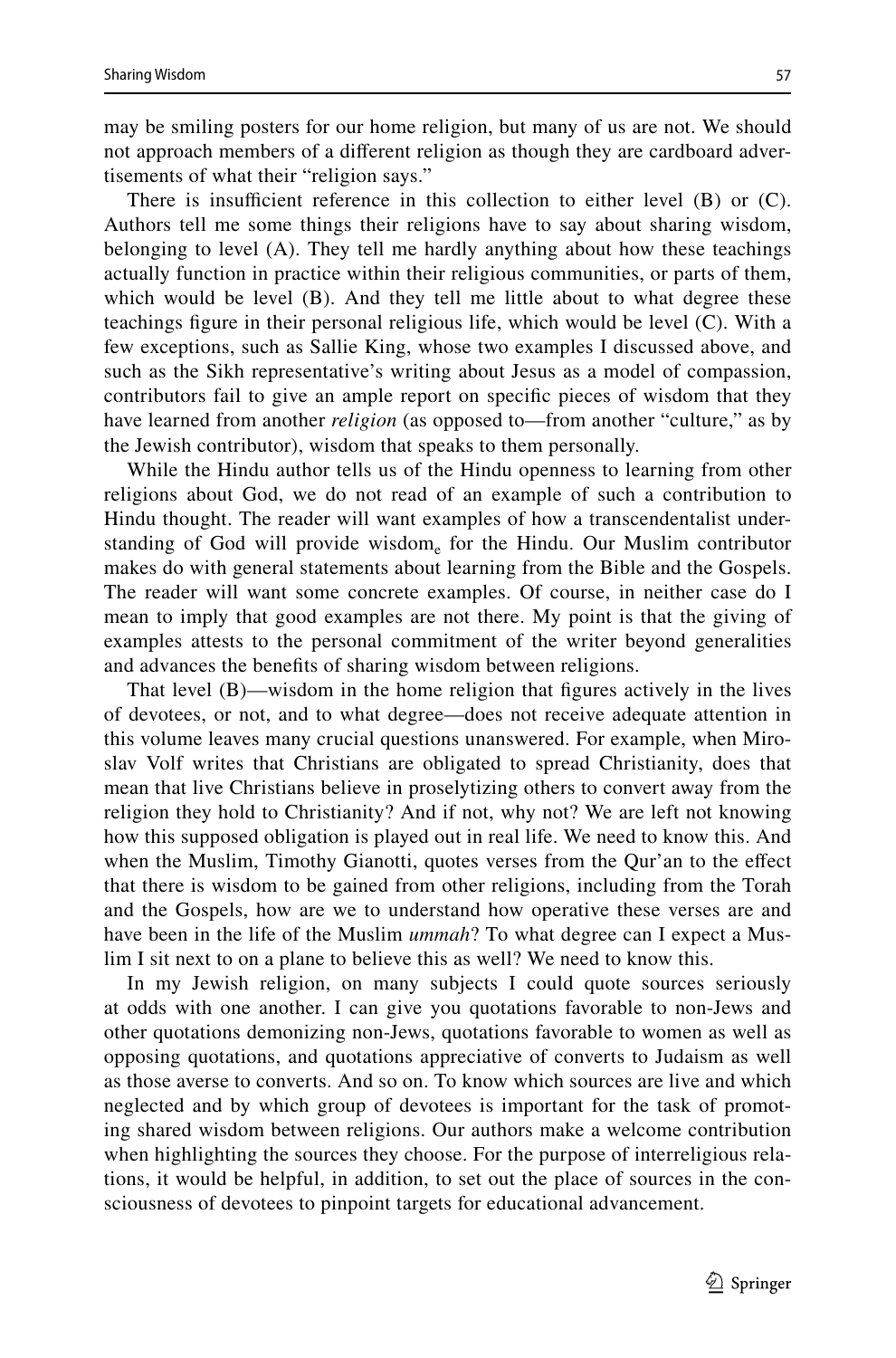may be smiling posters for our home religion, but many of us are not. We should not approach members of a different religion as though they are cardboard advertisements of what their "religion says."

There is insufficient reference in this collection to either level (B) or (C). Authors tell me some things their religions have to say about sharing wisdom, belonging to level (A). They tell me hardly anything about how these teachings actually function in practice within their religious communities, or parts of them, which would be level (B). And they tell me little about to what degree these teachings figure in their personal religious life, which would be level (C). With a few exceptions, such as Sallie King, whose two examples I discussed above, and such as the Sikh representative's writing about Jesus as a model of compassion, contributors fail to give an ample report on specific pieces of wisdom that they have learned from another *religion* (as opposed to—from another "culture," as by the Jewish contributor), wisdom that speaks to them personally.

While the Hindu author tells us of the Hindu openness to learning from other religions about God, we do not read of an example of such a contribution to Hindu thought. The reader will want examples of how a transcendentalist understanding of God will provide wisdom$_e$ for the Hindu. Our Muslim contributor makes do with general statements about learning from the Bible and the Gospels. The reader will want some concrete examples. Of course, in neither case do I mean to imply that good examples are not there. My point is that the giving of examples attests to the personal commitment of the writer beyond generalities and advances the benefits of sharing wisdom between religions.

That level (B)—wisdom in the home religion that figures actively in the lives of devotees, or not, and to what degree—does not receive adequate attention in this volume leaves many crucial questions unanswered. For example, when Miroslav Volf writes that Christians are obligated to spread Christianity, does that mean that live Christians believe in proselytizing others to convert away from the religion they hold to Christianity? And if not, why not? We are left not knowing how this supposed obligation is played out in real life. We need to know this. And when the Muslim, Timothy Gianotti, quotes verses from the Qur'an to the effect that there is wisdom to be gained from other religions, including from the Torah and the Gospels, how are we to understand how operative these verses are and have been in the life of the Muslim *ummah*? To what degree can I expect a Muslim I sit next to on a plane to believe this as well? We need to know this.

In my Jewish religion, on many subjects I could quote sources seriously at odds with one another. I can give you quotations favorable to non-Jews and other quotations demonizing non-Jews, quotations favorable to women as well as opposing quotations, and quotations appreciative of converts to Judaism as well as those averse to converts. And so on. To know which sources are live and which neglected and by which group of devotees is important for the task of promoting shared wisdom between religions. Our authors make a welcome contribution when highlighting the sources they choose. For the purpose of interreligious relations, it would be helpful, in addition, to set out the place of sources in the consciousness of devotees to pinpoint targets for educational advancement.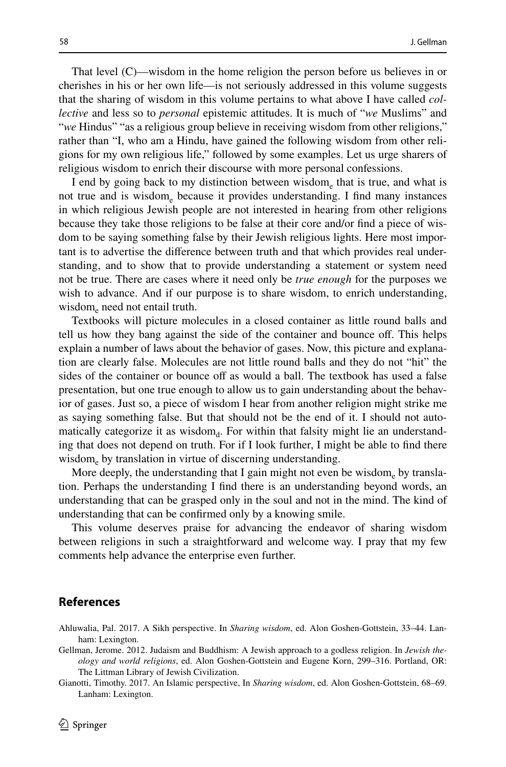That level (C)—wisdom in the home religion the person before us believes in or cherishes in his or her own life—is not seriously addressed in this volume suggests that the sharing of wisdom in this volume pertains to what above I have called *collective* and less so to *personal* epistemic attitudes. It is much of "*we* Muslims" and "*we* Hindus" "as a religious group believe in receiving wisdom from other religions," rather than "I, who am a Hindu, have gained the following wisdom from other religions for my own religious life," followed by some examples. Let us urge sharers of religious wisdom to enrich their discourse with more personal confessions.

I end by going back to my distinction between $\text{wisdom}_e$ that is true, and what is not true and is $\text{wisdom}_e$ because it provides understanding. I find many instances in which religious Jewish people are not interested in hearing from other religions because they take those religions to be false at their core and/or find a piece of wisdom to be saying something false by their Jewish religious lights. Here most important is to advertise the difference between truth and that which provides real understanding, and to show that to provide understanding a statement or system need not be true. There are cases where it need only be *true enough* for the purposes we wish to advance. And if our purpose is to share wisdom, to enrich understanding, $\text{wisdom}_e$ need not entail truth.

Textbooks will picture molecules in a closed container as little round balls and tell us how they bang against the side of the container and bounce off. This helps explain a number of laws about the behavior of gases. Now, this picture and explanation are clearly false. Molecules are not little round balls and they do not "hit" the sides of the container or bounce off as would a ball. The textbook has used a false presentation, but one true enough to allow us to gain understanding about the behavior of gases. Just so, a piece of wisdom I hear from another religion might strike me as saying something false. But that should not be the end of it. I should not automatically categorize it as $\text{wisdom}_d$. For within that falsity might lie an understanding that does not depend on truth. For if I look further, I might be able to find there $\text{wisdom}_e$ by translation in virtue of discerning understanding.

More deeply, the understanding that I gain might not even be $\text{wisdom}_e$ by translation. Perhaps the understanding I find there is an understanding beyond words, an understanding that can be grasped only in the soul and not in the mind. The kind of understanding that can be confirmed only by a knowing smile.

This volume deserves praise for advancing the endeavor of sharing wisdom between religions in such a straightforward and welcome way. I pray that my few comments help advance the enterprise even further.

## References

Ahluwalia, Pal. 2017. A Sikh perspective. In *Sharing wisdom*, ed. Alon Goshen-Gottstein, 33–44. Lanham: Lexington.

Gellman, Jerome. 2012. Judaism and Buddhism: A Jewish approach to a godless religion. In *Jewish theology and world religions*, ed. Alon Goshen-Gottstein and Eugene Korn, 299–316. Portland, OR: The Littman Library of Jewish Civilization.

Gianotti, Timothy. 2017. An Islamic perspective, In *Sharing wisdom*, ed. Alon Goshen-Gottstein, 68–69. Lanham: Lexington.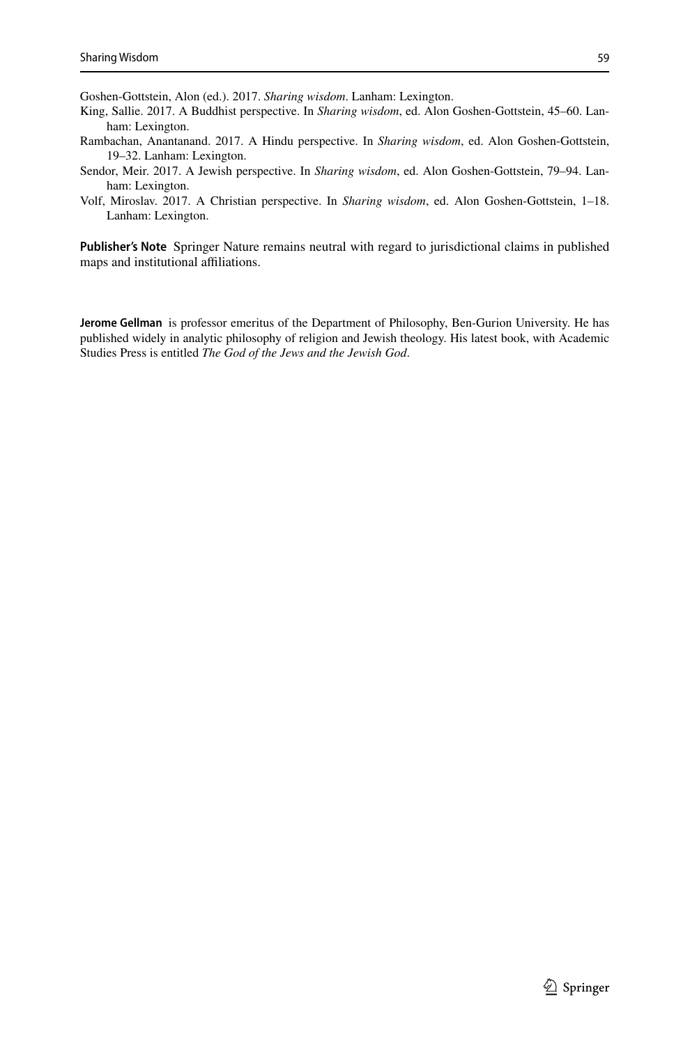Goshen-Gottstein, Alon (ed.). 2017. *Sharing wisdom*. Lanham: Lexington.

King, Sallie. 2017. A Buddhist perspective. In *Sharing wisdom*, ed. Alon Goshen-Gottstein, 45–60. Lanham: Lexington.

Rambachan, Anantanand. 2017. A Hindu perspective. In *Sharing wisdom*, ed. Alon Goshen-Gottstein, 19–32. Lanham: Lexington.

Sendor, Meir. 2017. A Jewish perspective. In *Sharing wisdom*, ed. Alon Goshen-Gottstein, 79–94. Lanham: Lexington.

Volf, Miroslav. 2017. A Christian perspective. In *Sharing wisdom*, ed. Alon Goshen-Gottstein, 1–18. Lanham: Lexington.

**Publisher's Note** Springer Nature remains neutral with regard to jurisdictional claims in published maps and institutional affiliations.

**Jerome Gellman** is professor emeritus of the Department of Philosophy, Ben-Gurion University. He has published widely in analytic philosophy of religion and Jewish theology. His latest book, with Academic Studies Press is entitled *The God of the Jews and the Jewish God*.